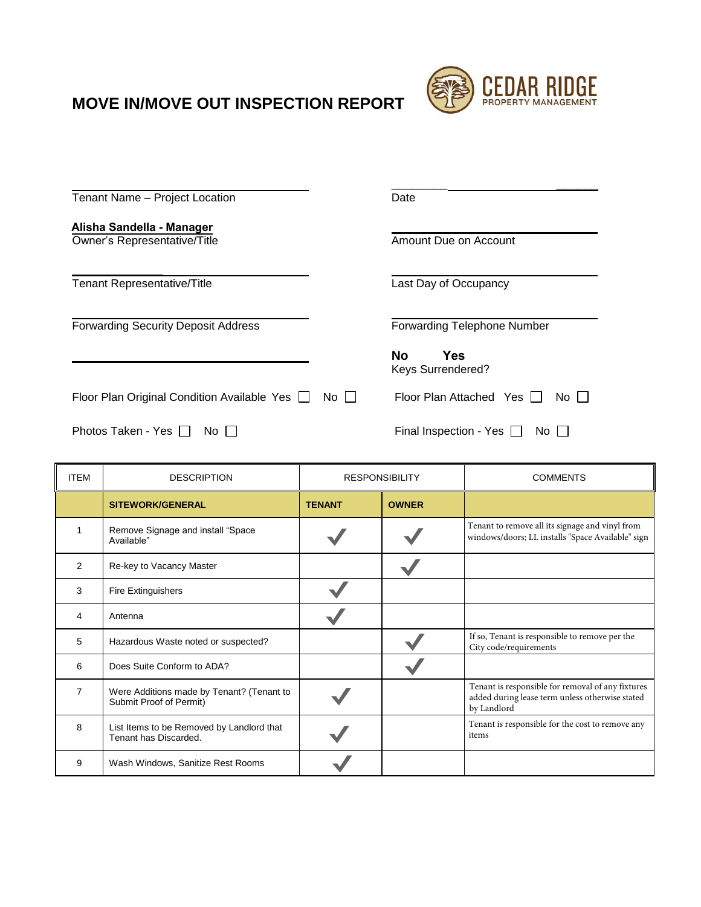# MOVE IN/MOVE OUT INSPECTION REPORT

CEDAR RIDGE PROPERTY MANAGEMENT

Tenant Name – Project Location

Date

**Alisha Sandella - Manager**
Owner's Representative/Title

Amount Due on Account

Tenant Representative/Title

Last Day of Occupancy

Forwarding Security Deposit Address

Forwarding Telephone Number

**No Yes**
Keys Surrendered?

Floor Plan Original Condition Available Yes ☐ No ☐

Floor Plan Attached Yes ☐ No ☐

Photos Taken - Yes ☐ No ☐

Final Inspection - Yes ☐ No ☐

| ITEM | DESCRIPTION | RESPONSIBILITY | | COMMENTS |
|---|---|---|---|---|
| | **SITEWORK/GENERAL** | **TENANT** | **OWNER** | |
| 1 | Remove Signage and install "Space Available" | ✓ | ✓ | Tenant to remove all its signage and vinyl from windows/doors; LL installs "Space Available" sign |
| 2 | Re-key to Vacancy Master | | ✓ | |
| 3 | Fire Extinguishers | ✓ | | |
| 4 | Antenna | ✓ | | |
| 5 | Hazardous Waste noted or suspected? | | ✓ | If so, Tenant is responsible to remove per the City code/requirements |
| 6 | Does Suite Conform to ADA? | | ✓ | |
| 7 | Were Additions made by Tenant? (Tenant to Submit Proof of Permit) | ✓ | | Tenant is responsible for removal of any fixtures added during lease term unless otherwise stated by Landlord |
| 8 | List Items to be Removed by Landlord that Tenant has Discarded. | ✓ | | Tenant is responsible for the cost to remove any items |
| 9 | Wash Windows, Sanitize Rest Rooms | ✓ | | |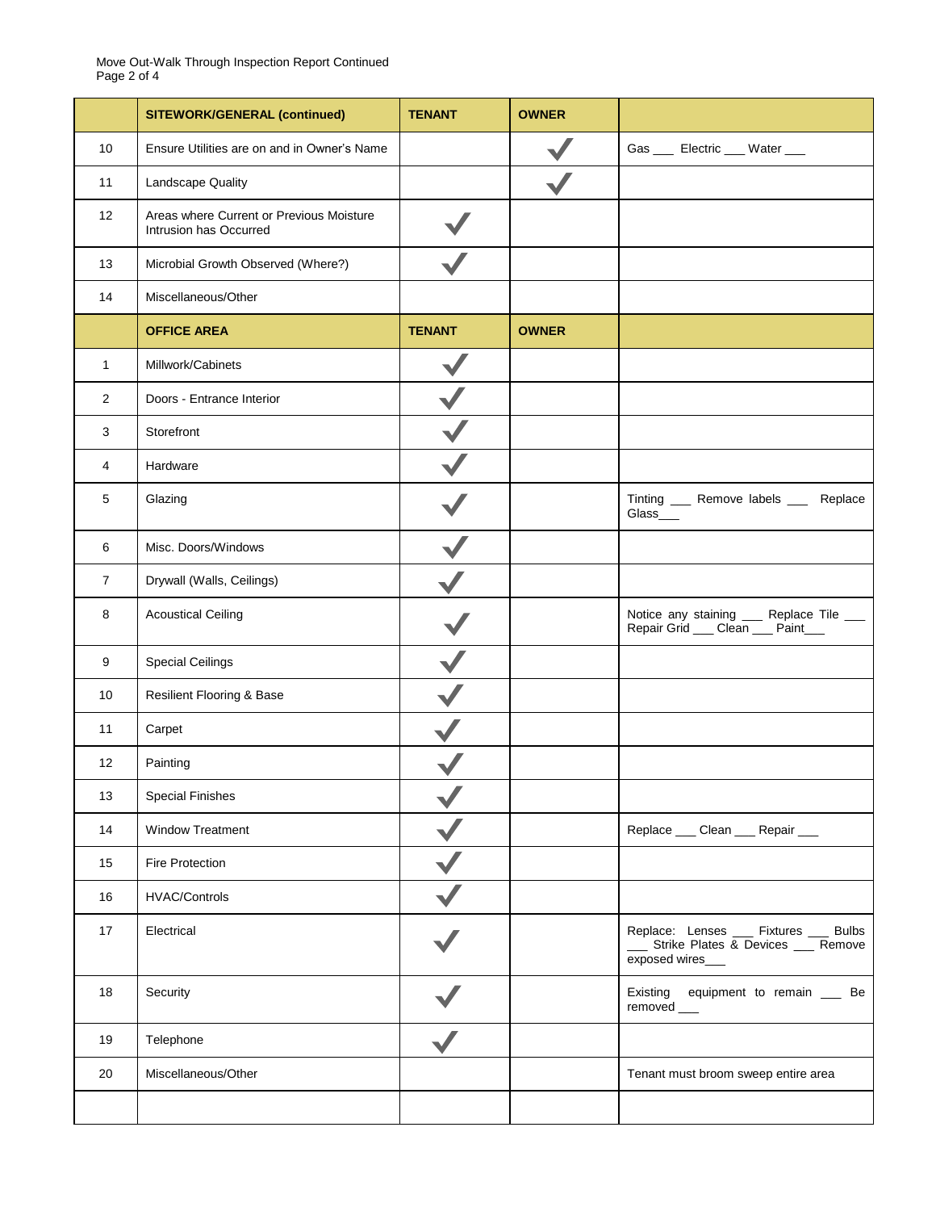Move Out-Walk Through Inspection Report Continued

| | SITEWORK/GENERAL (continued) | TENANT | OWNER | |
|---|---|---|---|---|
| 10 | Ensure Utilities are on and in Owner's Name | | ✓ | Gas ___ Electric ___ Water ___ |
| 11 | Landscape Quality | | ✓ | |
| 12 | Areas where Current or Previous Moisture Intrusion has Occurred | ✓ | | |
| 13 | Microbial Growth Observed (Where?) | ✓ | | |
| 14 | Miscellaneous/Other | | | |
| | **OFFICE AREA** | **TENANT** | **OWNER** | |
| 1 | Millwork/Cabinets | ✓ | | |
| 2 | Doors - Entrance Interior | ✓ | | |
| 3 | Storefront | ✓ | | |
| 4 | Hardware | ✓ | | |
| 5 | Glazing | ✓ | | Tinting ___ Remove labels ___ Replace Glass___ |
| 6 | Misc. Doors/Windows | ✓ | | |
| 7 | Drywall (Walls, Ceilings) | ✓ | | |
| 8 | Acoustical Ceiling | ✓ | | Notice any staining ___ Replace Tile ___ Repair Grid ___ Clean ___ Paint___ |
| 9 | Special Ceilings | ✓ | | |
| 10 | Resilient Flooring & Base | ✓ | | |
| 11 | Carpet | ✓ | | |
| 12 | Painting | ✓ | | |
| 13 | Special Finishes | ✓ | | |
| 14 | Window Treatment | ✓ | | Replace ___ Clean ___ Repair ___ |
| 15 | Fire Protection | ✓ | | |
| 16 | HVAC/Controls | ✓ | | |
| 17 | Electrical | ✓ | | Replace: Lenses ___ Fixtures ___ Bulbs ___ Strike Plates & Devices ___ Remove exposed wires___ |
| 18 | Security | ✓ | | Existing equipment to remain ___ Be removed ___ |
| 19 | Telephone | ✓ | | |
| 20 | Miscellaneous/Other | | | Tenant must broom sweep entire area |
| | | | | |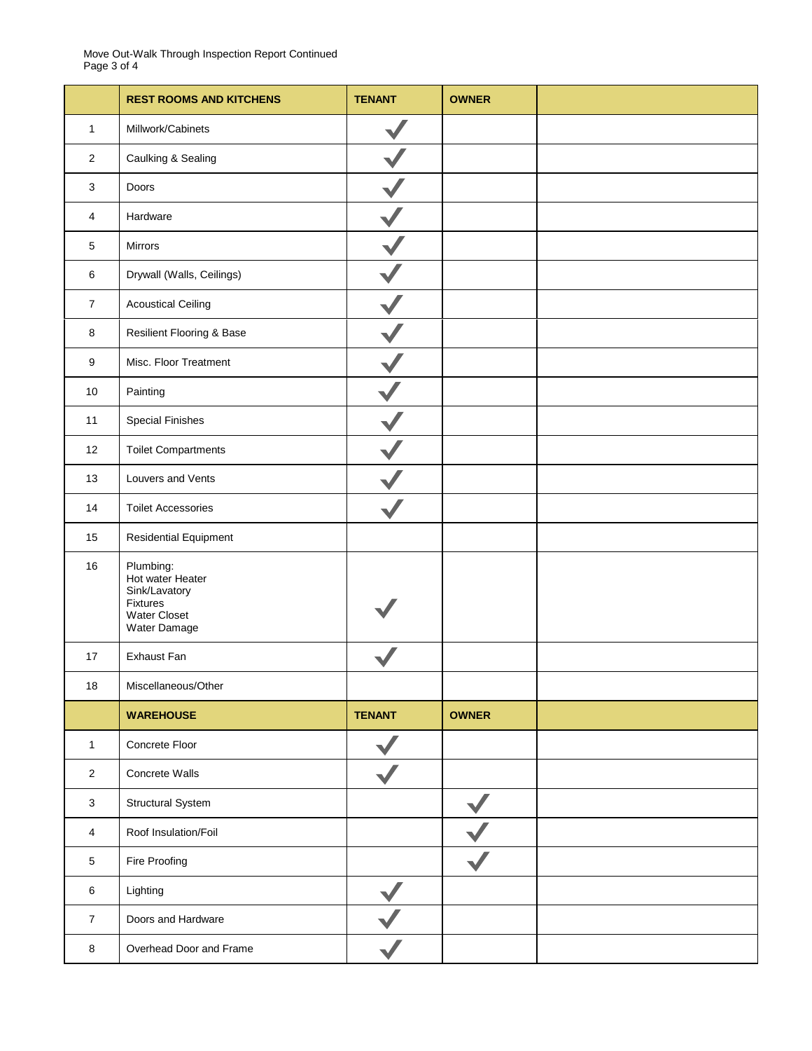Move Out-Walk Through Inspection Report Continued

| | REST ROOMS AND KITCHENS | TENANT | OWNER | |
|---|---|---|---|---|
| 1 | Millwork/Cabinets | ✓ | | |
| 2 | Caulking & Sealing | ✓ | | |
| 3 | Doors | ✓ | | |
| 4 | Hardware | ✓ | | |
| 5 | Mirrors | ✓ | | |
| 6 | Drywall (Walls, Ceilings) | ✓ | | |
| 7 | Acoustical Ceiling | ✓ | | |
| 8 | Resilient Flooring & Base | ✓ | | |
| 9 | Misc. Floor Treatment | ✓ | | |
| 10 | Painting | ✓ | | |
| 11 | Special Finishes | ✓ | | |
| 12 | Toilet Compartments | ✓ | | |
| 13 | Louvers and Vents | ✓ | | |
| 14 | Toilet Accessories | ✓ | | |
| 15 | Residential Equipment | | | |
| 16 | Plumbing:<br>Hot water Heater<br>Sink/Lavatory<br>Fixtures<br>Water Closet<br>Water Damage | ✓ | | |
| 17 | Exhaust Fan | ✓ | | |
| 18 | Miscellaneous/Other | | | |
| | **WAREHOUSE** | **TENANT** | **OWNER** | |
| 1 | Concrete Floor | ✓ | | |
| 2 | Concrete Walls | ✓ | | |
| 3 | Structural System | | ✓ | |
| 4 | Roof Insulation/Foil | | ✓ | |
| 5 | Fire Proofing | | ✓ | |
| 6 | Lighting | ✓ | | |
| 7 | Doors and Hardware | ✓ | | |
| 8 | Overhead Door and Frame | ✓ | | |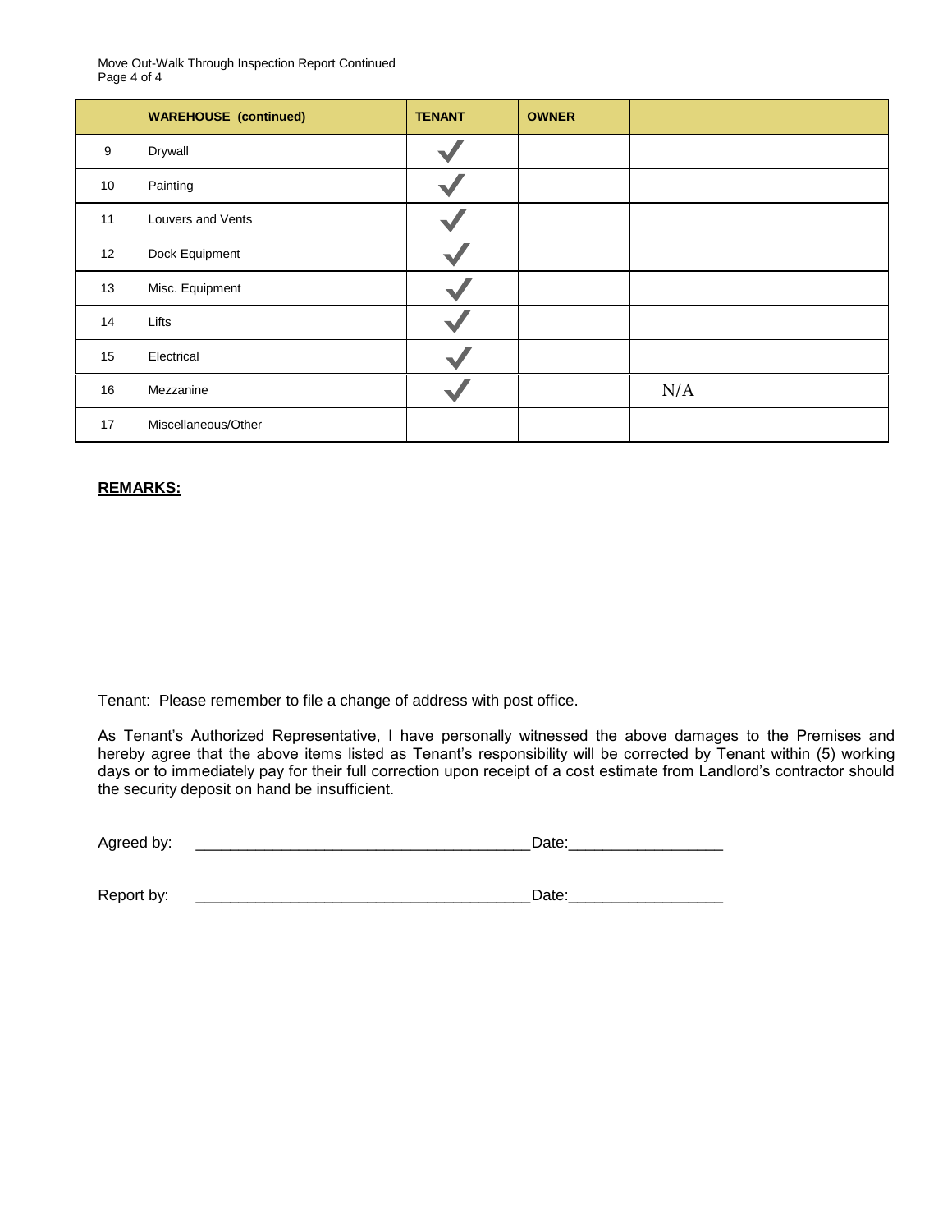Move Out-Walk Through Inspection Report Continued

| | WAREHOUSE (continued) | TENANT | OWNER | |
|---|---|---|---|---|
| 9 | Drywall | ✓ | | |
| 10 | Painting | ✓ | | |
| 11 | Louvers and Vents | ✓ | | |
| 12 | Dock Equipment | ✓ | | |
| 13 | Misc. Equipment | ✓ | | |
| 14 | Lifts | ✓ | | |
| 15 | Electrical | ✓ | | |
| 16 | Mezzanine | ✓ | | N/A |
| 17 | Miscellaneous/Other | | | |

**REMARKS:**

Tenant: Please remember to file a change of address with post office.

As Tenant's Authorized Representative, I have personally witnessed the above damages to the Premises and hereby agree that the above items listed as Tenant's responsibility will be corrected by Tenant within (5) working days or to immediately pay for their full correction upon receipt of a cost estimate from Landlord's contractor should the security deposit on hand be insufficient.

Agreed by: ______________________________________ Date:_________________

Report by: ______________________________________ Date:_________________